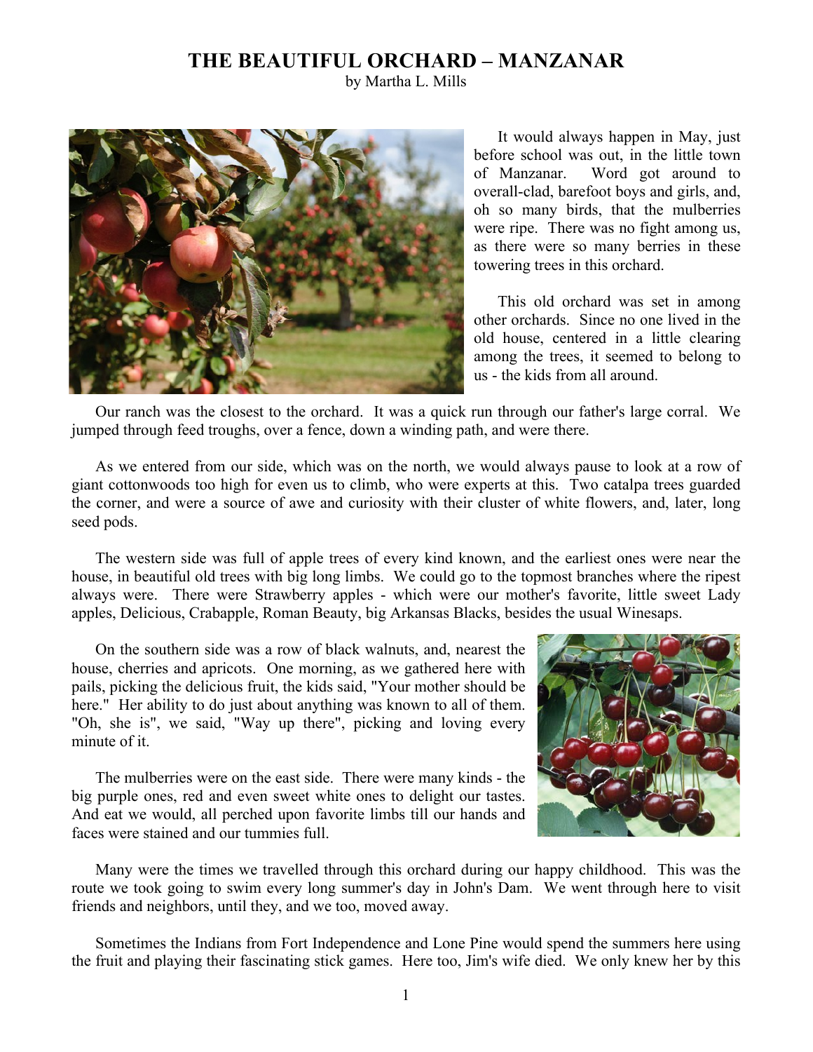# THE BEAUTIFUL ORCHARD – MANZANAR

by Martha L. Mills

It would always happen in May, just before school was out, in the little town of Manzanar. Word got around to overall-clad, barefoot boys and girls, and, oh so many birds, that the mulberries were ripe. There was no fight among us, as there were so many berries in these towering trees in this orchard.

This old orchard was set in among other orchards. Since no one lived in the old house, centered in a little clearing among the trees, it seemed to belong to us - the kids from all around.

Our ranch was the closest to the orchard. It was a quick run through our father's large corral. We jumped through feed troughs, over a fence, down a winding path, and were there.

As we entered from our side, which was on the north, we would always pause to look at a row of giant cottonwoods too high for even us to climb, who were experts at this. Two catalpa trees guarded the corner, and were a source of awe and curiosity with their cluster of white flowers, and, later, long seed pods.

The western side was full of apple trees of every kind known, and the earliest ones were near the house, in beautiful old trees with big long limbs. We could go to the topmost branches where the ripest always were. There were Strawberry apples - which were our mother's favorite, little sweet Lady apples, Delicious, Crabapple, Roman Beauty, big Arkansas Blacks, besides the usual Winesaps.

On the southern side was a row of black walnuts, and, nearest the house, cherries and apricots. One morning, as we gathered here with pails, picking the delicious fruit, the kids said, "Your mother should be here." Her ability to do just about anything was known to all of them. "Oh, she is", we said, "Way up there", picking and loving every minute of it.

The mulberries were on the east side. There were many kinds - the big purple ones, red and even sweet white ones to delight our tastes. And eat we would, all perched upon favorite limbs till our hands and faces were stained and our tummies full.

Many were the times we travelled through this orchard during our happy childhood. This was the route we took going to swim every long summer's day in John's Dam. We went through here to visit friends and neighbors, until they, and we too, moved away.

Sometimes the Indians from Fort Independence and Lone Pine would spend the summers here using the fruit and playing their fascinating stick games. Here too, Jim's wife died. We only knew her by this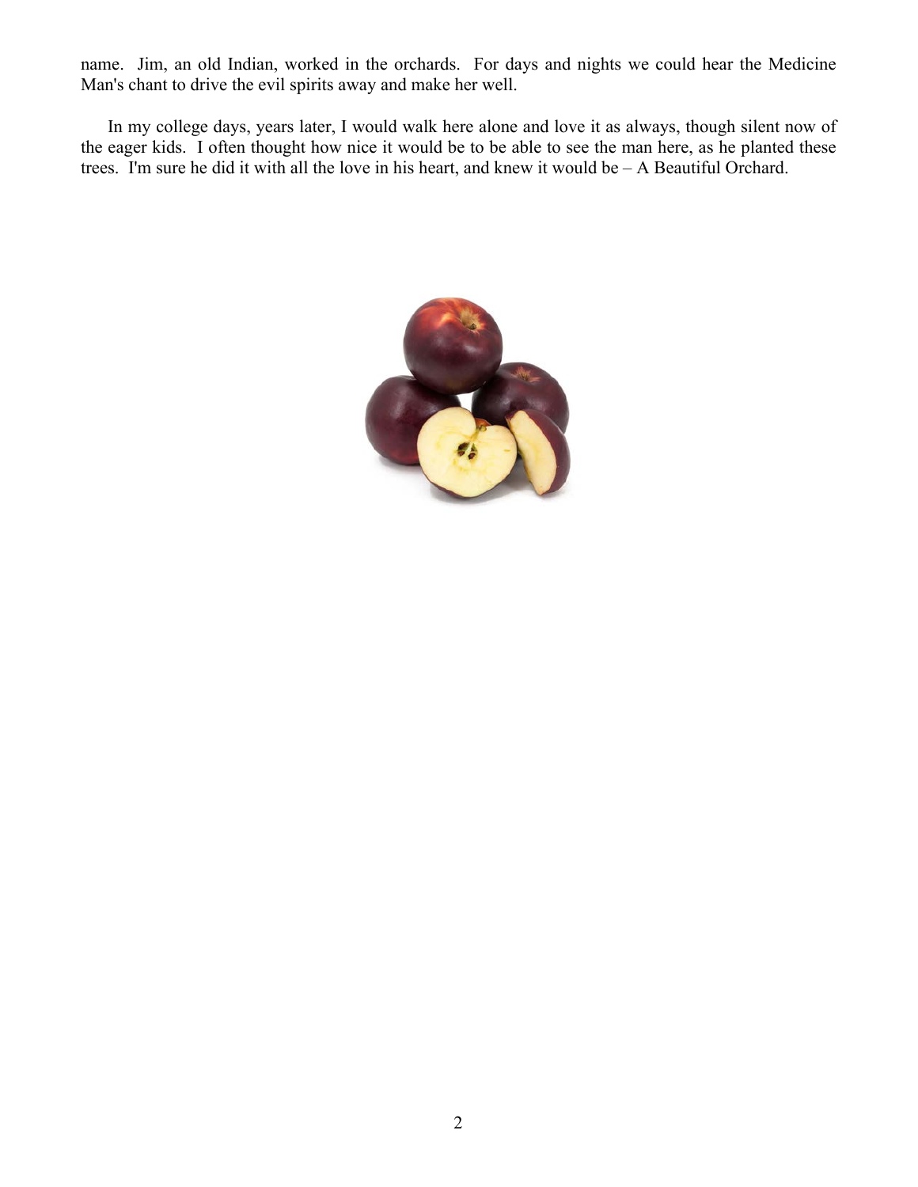name. Jim, an old Indian, worked in the orchards. For days and nights we could hear the Medicine Man's chant to drive the evil spirits away and make her well.

In my college days, years later, I would walk here alone and love it as always, though silent now of the eager kids. I often thought how nice it would be to be able to see the man here, as he planted these trees. I'm sure he did it with all the love in his heart, and knew it would be – A Beautiful Orchard.